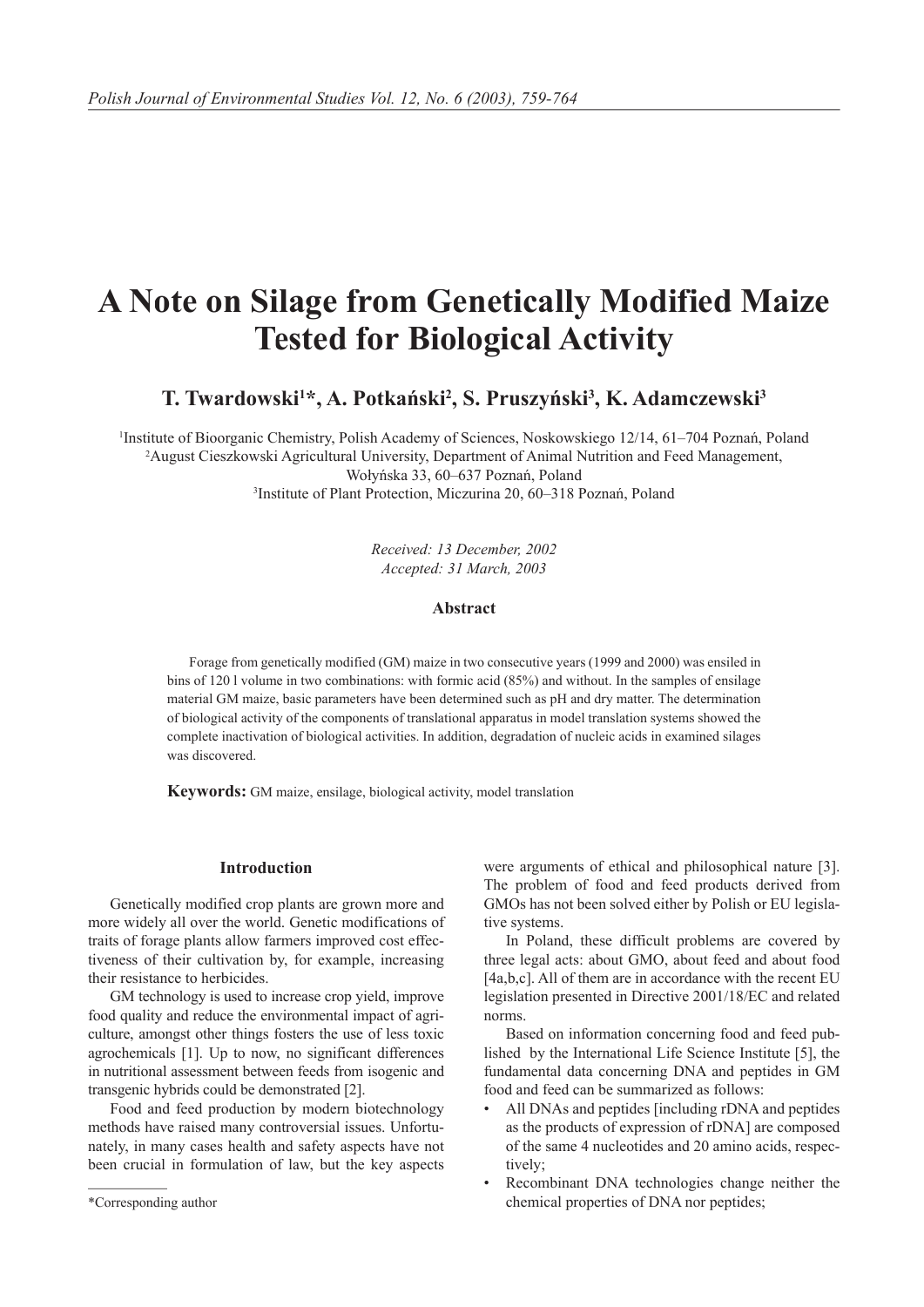# A Note on Silage from Genetically Modified Maize Tested for Biological Activity

**T. Twardowski[1]*, A. Potkański[2], S. Pruszyński[3], K. Adamczewski[3]**

[1]Institute of Bioorganic Chemistry, Polish Academy of Sciences, Noskowskiego 12/14, 61–704 Poznań, Poland
[2]August Cieszkowski Agricultural University, Department of Animal Nutrition and Feed Management, Wołyńska 33, 60–637 Poznań, Poland
[3]Institute of Plant Protection, Miczurina 20, 60–318 Poznań, Poland

*Received: 13 December, 2002*
*Accepted: 31 March, 2003*

### Abstract

Forage from genetically modified (GM) maize in two consecutive years (1999 and 2000) was ensiled in bins of 120 l volume in two combinations: with formic acid (85%) and without. In the samples of ensilage material GM maize, basic parameters have been determined such as pH and dry matter. The determination of biological activity of the components of translational apparatus in model translation systems showed the complete inactivation of biological activities. In addition, degradation of nucleic acids in examined silages was discovered.

**Keywords:** GM maize, ensilage, biological activity, model translation

## Introduction

Genetically modified crop plants are grown more and more widely all over the world. Genetic modifications of traits of forage plants allow farmers improved cost effectiveness of their cultivation by, for example, increasing their resistance to herbicides.

GM technology is used to increase crop yield, improve food quality and reduce the environmental impact of agriculture, amongst other things fosters the use of less toxic agrochemicals [1]. Up to now, no significant differences in nutritional assessment between feeds from isogenic and transgenic hybrids could be demonstrated [2].

Food and feed production by modern biotechnology methods have raised many controversial issues. Unfortunately, in many cases health and safety aspects have not been crucial in formulation of law, but the key aspects were arguments of ethical and philosophical nature [3]. The problem of food and feed products derived from GMOs has not been solved either by Polish or EU legislative systems.

In Poland, these difficult problems are covered by three legal acts: about GMO, about feed and about food [4a,b,c]. All of them are in accordance with the recent EU legislation presented in Directive 2001/18/EC and related norms.

Based on information concerning food and feed published by the International Life Science Institute [5], the fundamental data concerning DNA and peptides in GM food and feed can be summarized as follows:

- All DNAs and peptides [including rDNA and peptides as the products of expression of rDNA] are composed of the same 4 nucleotides and 20 amino acids, respectively;
- Recombinant DNA technologies change neither the chemical properties of DNA nor peptides;

*Corresponding author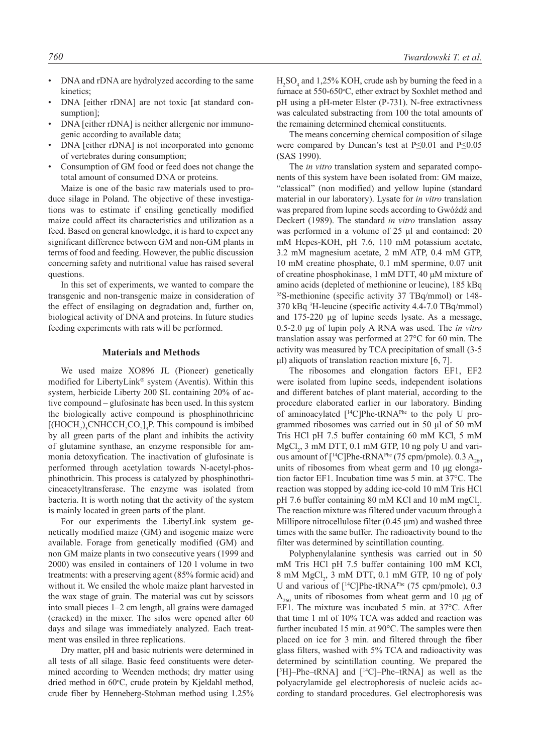- DNA and rDNA are hydrolyzed according to the same kinetics;
- DNA [either rDNA] are not toxic [at standard consumption];
- DNA [either rDNA] is neither allergenic nor immunogenic according to available data;
- DNA [either rDNA] is not incorporated into genome of vertebrates during consumption;
- Consumption of GM food or feed does not change the total amount of consumed DNA or proteins.

Maize is one of the basic raw materials used to produce silage in Poland. The objective of these investigations was to estimate if ensiling genetically modified maize could affect its characteristics and utilization as a feed. Based on general knowledge, it is hard to expect any significant difference between GM and non-GM plants in terms of food and feeding. However, the public discussion concerning safety and nutritional value has raised several questions.

In this set of experiments, we wanted to compare the transgenic and non-transgenic maize in consideration of the effect of ensilaging on degradation and, further on, biological activity of DNA and proteins. In future studies feeding experiments with rats will be performed.

## Materials and Methods

We used maize XO896 JL (Pioneer) genetically modified for LibertyLink® system (Aventis). Within this system, herbicide Liberty 200 SL containing 20% of active compound – glufosinate has been used. In this system the biologically active compound is phosphinothricine $[(HOCH_2)_2CNHCCH_2CO_2]_3P$. This compound is imbibed by all green parts of the plant and inhibits the activity of glutamine synthase, an enzyme responsible for ammonia detoxyfication. The inactivation of glufosinate is performed through acetylation towards N-acetyl-phosphinothricin. This process is catalyzed by phosphinothricineacetyltransferase. The enzyme was isolated from bacteria. It is worth noting that the activity of the system is mainly located in green parts of the plant.

For our experiments the LibertyLink system genetically modified maize (GM) and isogenic maize were available. Forage from genetically modified (GM) and non GM maize plants in two consecutive years (1999 and 2000) was ensiled in containers of 120 l volume in two treatments: with a preserving agent (85% formic acid) and without it. We ensiled the whole maize plant harvested in the wax stage of grain. The material was cut by scissors into small pieces 1–2 cm length, all grains were damaged (cracked) in the mixer. The silos were opened after 60 days and silage was immediately analyzed. Each treatment was ensiled in three replications.

Dry matter, pH and basic nutrients were determined in all tests of all silage. Basic feed constituents were determined according to Weenden methods; dry matter using dried method in 60°C, crude protein by Kjeldahl method, crude fiber by Henneberg-Stohman method using 1.25% $H_2SO_4$ and 1,25% KOH, crude ash by burning the feed in a furnace at 550-650°C, ether extract by Soxhlet method and pH using a pH-meter Elster (P-731). N-free extractivness was calculated substracting from 100 the total amounts of the remaining determined chemical constituents.

The means concerning chemical composition of silage were compared by Duncan's test at P≤0.01 and P≤0.05 (SAS 1990).

The *in vitro* translation system and separated components of this system have been isolated from: GM maize, "classical" (non modified) and yellow lupine (standard material in our laboratory). Lysate for *in vitro* translation was prepared from lupine seeds according to Gwóźdź and Deckert (1989). The standard *in vitro* translation assay was performed in a volume of 25 µl and contained: 20 mM Hepes-KOH, pH 7.6, 110 mM potassium acetate, 3.2 mM magnesium acetate, 2 mM ATP, 0.4 mM GTP, 10 mM creatine phosphate, 0.1 mM spermine, 0.07 unit of creatine phosphokinase, 1 mM DTT, 40 µM mixture of amino acids (depleted of methionine or leucine), 185 kBq $^{35}$S-methionine (specific activity 37 TBq/mmol) or 148-370 kBq $^{3}$H-leucine (specific activity 4.4-7.0 TBq/mmol) and 175-220 µg of lupine seeds lysate. As a message, 0.5-2.0 µg of lupin poly A RNA was used. The *in vitro* translation assay was performed at 27°C for 60 min. The activity was measured by TCA precipitation of small (3-5 µl) aliquots of translation reaction mixture [6, 7].

The ribosomes and elongation factors EF1, EF2 were isolated from lupine seeds, independent isolations and different batches of plant material, according to the procedure elaborated earlier in our laboratory. Binding of aminoacylated [$^{14}$C]Phe-tRNA$^{Phe}$ to the poly U programmed ribosomes was carried out in 50 µl of 50 mM Tris HCl pH 7.5 buffer containing 60 mM KCl, 5 mM $MgCl_2$, 3 mM DTT, 0.1 mM GTP, 10 ng poly U and various amount of [$^{14}$C]Phe-tRNA$^{Phe}$ (75 cpm/pmole). 0.3 $A_{260}$ units of ribosomes from wheat germ and 10 µg elongation factor EF1. Incubation time was 5 min. at 37°C. The reaction was stopped by adding ice-cold 10 mM Tris HCl pH 7.6 buffer containing 80 mM KCl and 10 mM $mgCl_2$. The reaction mixture was filtered under vacuum through a Millipore nitrocellulose filter (0.45 µm) and washed three times with the same buffer. The radioactivity bound to the filter was determined by scintillation counting.

Polyphenylalanine synthesis was carried out in 50 mM Tris HCl pH 7.5 buffer containing 100 mM KCl, 8 mM $MgCl_2$, 3 mM DTT, 0.1 mM GTP, 10 ng of poly U and various of [$^{14}$C]Phe-tRNA$^{Phe}$ (75 cpm/pmole), 0.3 $A_{260}$ units of ribosomes from wheat germ and 10 µg of EF1. The mixture was incubated 5 min. at 37°C. After that time 1 ml of 10% TCA was added and reaction was further incubated 15 min. at 90°C. The samples were then placed on ice for 3 min. and filtered through the fiber glass filters, washed with 5% TCA and radioactivity was determined by scintillation counting. We prepared the [$^{3}$H]–Phe–tRNA] and [$^{14}$C]–Phe–tRNA] as well as the polyacrylamide gel electrophoresis of nucleic acids according to standard procedures. Gel electrophoresis was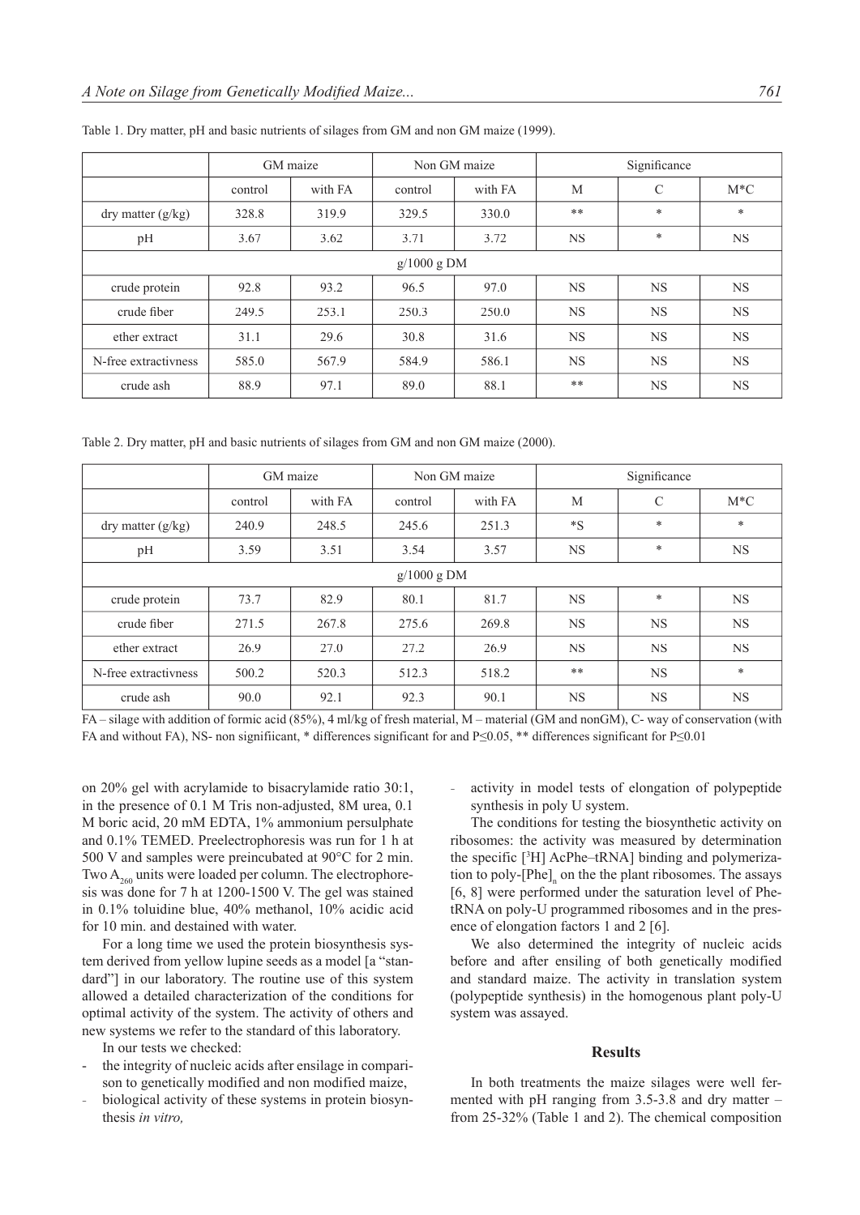Table 1. Dry matter, pH and basic nutrients of silages from GM and non GM maize (1999).

| | GM maize | | Non GM maize | | Significance | | |
|---|---|---|---|---|---|---|---|
| | control | with FA | control | with FA | M | C | M*C |
| dry matter (g/kg) | 328.8 | 319.9 | 329.5 | 330.0 | ** | * | * |
| pH | 3.67 | 3.62 | 3.71 | 3.72 | NS | * | NS |
| g/1000 g DM | | | | | | | |
| crude protein | 92.8 | 93.2 | 96.5 | 97.0 | NS | NS | NS |
| crude fiber | 249.5 | 253.1 | 250.3 | 250.0 | NS | NS | NS |
| ether extract | 31.1 | 29.6 | 30.8 | 31.6 | NS | NS | NS |
| N-free extractivness | 585.0 | 567.9 | 584.9 | 586.1 | NS | NS | NS |
| crude ash | 88.9 | 97.1 | 89.0 | 88.1 | ** | NS | NS |

Table 2. Dry matter, pH and basic nutrients of silages from GM and non GM maize (2000).

| | GM maize | | Non GM maize | | Significance | | |
|---|---|---|---|---|---|---|---|
| | control | with FA | control | with FA | M | C | M*C |
| dry matter (g/kg) | 240.9 | 248.5 | 245.6 | 251.3 | *S | * | * |
| pH | 3.59 | 3.51 | 3.54 | 3.57 | NS | * | NS |
| g/1000 g DM | | | | | | | |
| crude protein | 73.7 | 82.9 | 80.1 | 81.7 | NS | * | NS |
| crude fiber | 271.5 | 267.8 | 275.6 | 269.8 | NS | NS | NS |
| ether extract | 26.9 | 27.0 | 27.2 | 26.9 | NS | NS | NS |
| N-free extractivness | 500.2 | 520.3 | 512.3 | 518.2 | ** | NS | * |
| crude ash | 90.0 | 92.1 | 92.3 | 90.1 | NS | NS | NS |

FA – silage with addition of formic acid (85%), 4 ml/kg of fresh material, M – material (GM and nonGM), C- way of conservation (with FA and without FA), NS- non significant, * differences significant for and P≤0.05, ** differences significant for P≤0.01

on 20% gel with acrylamide to bisacrylamide ratio 30:1, in the presence of 0.1 M Tris non-adjusted, 8M urea, 0.1 M boric acid, 20 mM EDTA, 1% ammonium persulphate and 0.1% TEMED. Preelectrophoresis was run for 1 h at 500 V and samples were preincubated at 90°C for 2 min. Two $A_{260}$ units were loaded per column. The electrophoresis was done for 7 h at 1200-1500 V. The gel was stained in 0.1% toluidine blue, 40% methanol, 10% acidic acid for 10 min. and destained with water.

For a long time we used the protein biosynthesis system derived from yellow lupine seeds as a model [a "standard"] in our laboratory. The routine use of this system allowed a detailed characterization of the conditions for optimal activity of the system. The activity of others and new systems we refer to the standard of this laboratory.

In our tests we checked:

- the integrity of nucleic acids after ensilage in comparison to genetically modified and non modified maize,
- biological activity of these systems in protein biosynthesis *in vitro,*
- activity in model tests of elongation of polypeptide synthesis in poly U system.

The conditions for testing the biosynthetic activity on ribosomes: the activity was measured by determination the specific [$^3$H] AcPhe–tRNA] binding and polymerization to poly-[Phe]$_n$ on the the plant ribosomes. The assays [6, 8] were performed under the saturation level of Phe-tRNA on poly-U programmed ribosomes and in the presence of elongation factors 1 and 2 [6].

We also determined the integrity of nucleic acids before and after ensiling of both genetically modified and standard maize. The activity in translation system (polypeptide synthesis) in the homogenous plant poly-U system was assayed.

## Results

In both treatments the maize silages were well fermented with pH ranging from 3.5-3.8 and dry matter – from 25-32% (Table 1 and 2). The chemical composition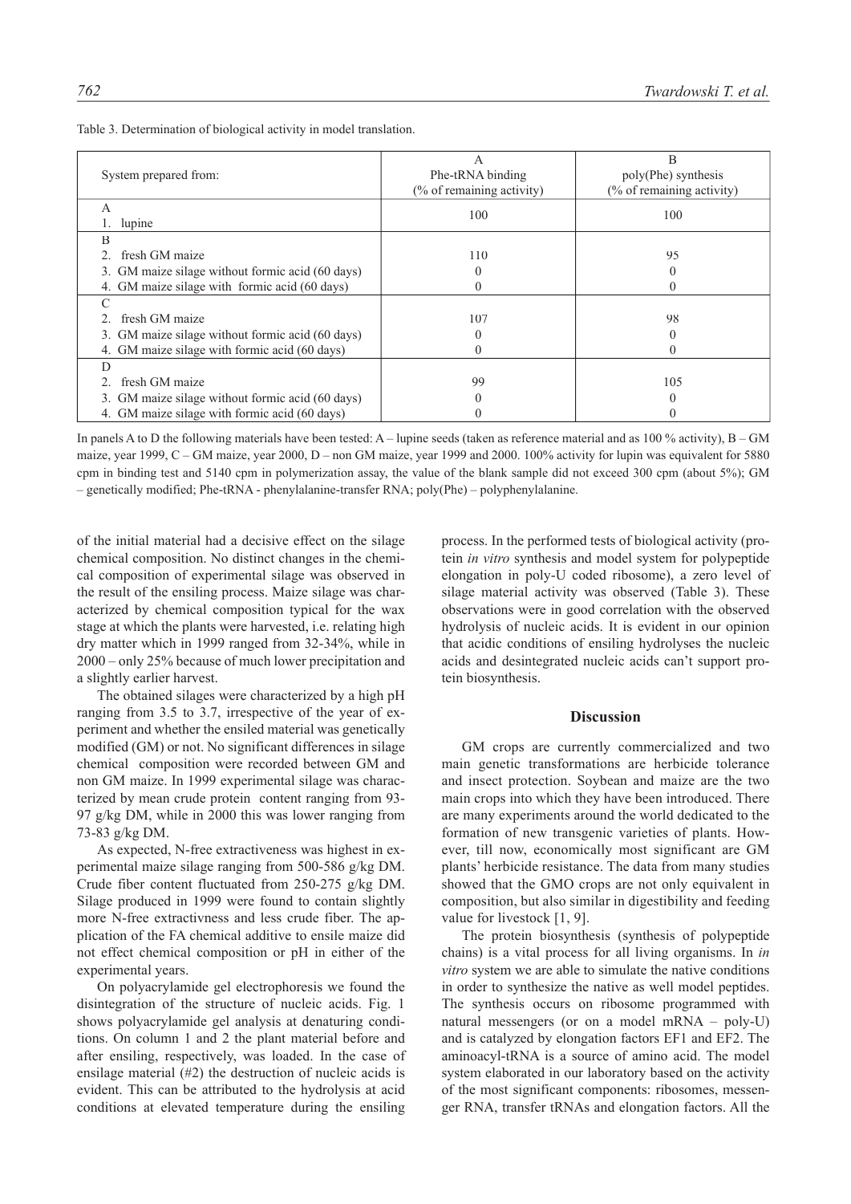Table 3. Determination of biological activity in model translation.

| System prepared from: | A<br>Phe-tRNA binding<br>(% of remaining activity) | B<br>poly(Phe) synthesis<br>(% of remaining activity) |
|---|---|---|
| A | | |
| 1. lupine | 100 | 100 |
| B | | |
| 2. fresh GM maize | 110 | 95 |
| 3. GM maize silage without formic acid (60 days) | 0 | 0 |
| 4. GM maize silage with formic acid (60 days) | 0 | 0 |
| C | | |
| 2. fresh GM maize | 107 | 98 |
| 3. GM maize silage without formic acid (60 days) | 0 | 0 |
| 4. GM maize silage with formic acid (60 days) | 0 | 0 |
| D | | |
| 2. fresh GM maize | 99 | 105 |
| 3. GM maize silage without formic acid (60 days) | 0 | 0 |
| 4. GM maize silage with formic acid (60 days) | 0 | 0 |

In panels A to D the following materials have been tested: A – lupine seeds (taken as reference material and as 100 % activity), B – GM maize, year 1999, C – GM maize, year 2000, D – non GM maize, year 1999 and 2000. 100% activity for lupin was equivalent for 5880 cpm in binding test and 5140 cpm in polymerization assay, the value of the blank sample did not exceed 300 cpm (about 5%); GM – genetically modified; Phe-tRNA - phenylalanine-transfer RNA; poly(Phe) – polyphenylalanine.

of the initial material had a decisive effect on the silage chemical composition. No distinct changes in the chemical composition of experimental silage was observed in the result of the ensiling process. Maize silage was characterized by chemical composition typical for the wax stage at which the plants were harvested, i.e. relating high dry matter which in 1999 ranged from 32-34%, while in 2000 – only 25% because of much lower precipitation and a slightly earlier harvest.

The obtained silages were characterized by a high pH ranging from 3.5 to 3.7, irrespective of the year of experiment and whether the ensiled material was genetically modified (GM) or not. No significant differences in silage chemical composition were recorded between GM and non GM maize. In 1999 experimental silage was characterized by mean crude protein content ranging from 93-97 g/kg DM, while in 2000 this was lower ranging from 73-83 g/kg DM.

As expected, N-free extractiveness was highest in experimental maize silage ranging from 500-586 g/kg DM. Crude fiber content fluctuated from 250-275 g/kg DM. Silage produced in 1999 were found to contain slightly more N-free extractivness and less crude fiber. The application of the FA chemical additive to ensile maize did not effect chemical composition or pH in either of the experimental years.

On polyacrylamide gel electrophoresis we found the disintegration of the structure of nucleic acids. Fig. 1 shows polyacrylamide gel analysis at denaturing conditions. On column 1 and 2 the plant material before and after ensiling, respectively, was loaded. In the case of ensilage material (#2) the destruction of nucleic acids is evident. This can be attributed to the hydrolysis at acid conditions at elevated temperature during the ensiling process. In the performed tests of biological activity (protein *in vitro* synthesis and model system for polypeptide elongation in poly-U coded ribosome), a zero level of silage material activity was observed (Table 3). These observations were in good correlation with the observed hydrolysis of nucleic acids. It is evident in our opinion that acidic conditions of ensiling hydrolyses the nucleic acids and desintegrated nucleic acids can't support protein biosynthesis.

## Discussion

GM crops are currently commercialized and two main genetic transformations are herbicide tolerance and insect protection. Soybean and maize are the two main crops into which they have been introduced. There are many experiments around the world dedicated to the formation of new transgenic varieties of plants. However, till now, economically most significant are GM plants' herbicide resistance. The data from many studies showed that the GMO crops are not only equivalent in composition, but also similar in digestibility and feeding value for livestock [1, 9].

The protein biosynthesis (synthesis of polypeptide chains) is a vital process for all living organisms. In *in vitro* system we are able to simulate the native conditions in order to synthesize the native as well model peptides. The synthesis occurs on ribosome programmed with natural messengers (or on a model mRNA – poly-U) and is catalyzed by elongation factors EF1 and EF2. The aminoacyl-tRNA is a source of amino acid. The model system elaborated in our laboratory based on the activity of the most significant components: ribosomes, messenger RNA, transfer tRNAs and elongation factors. All the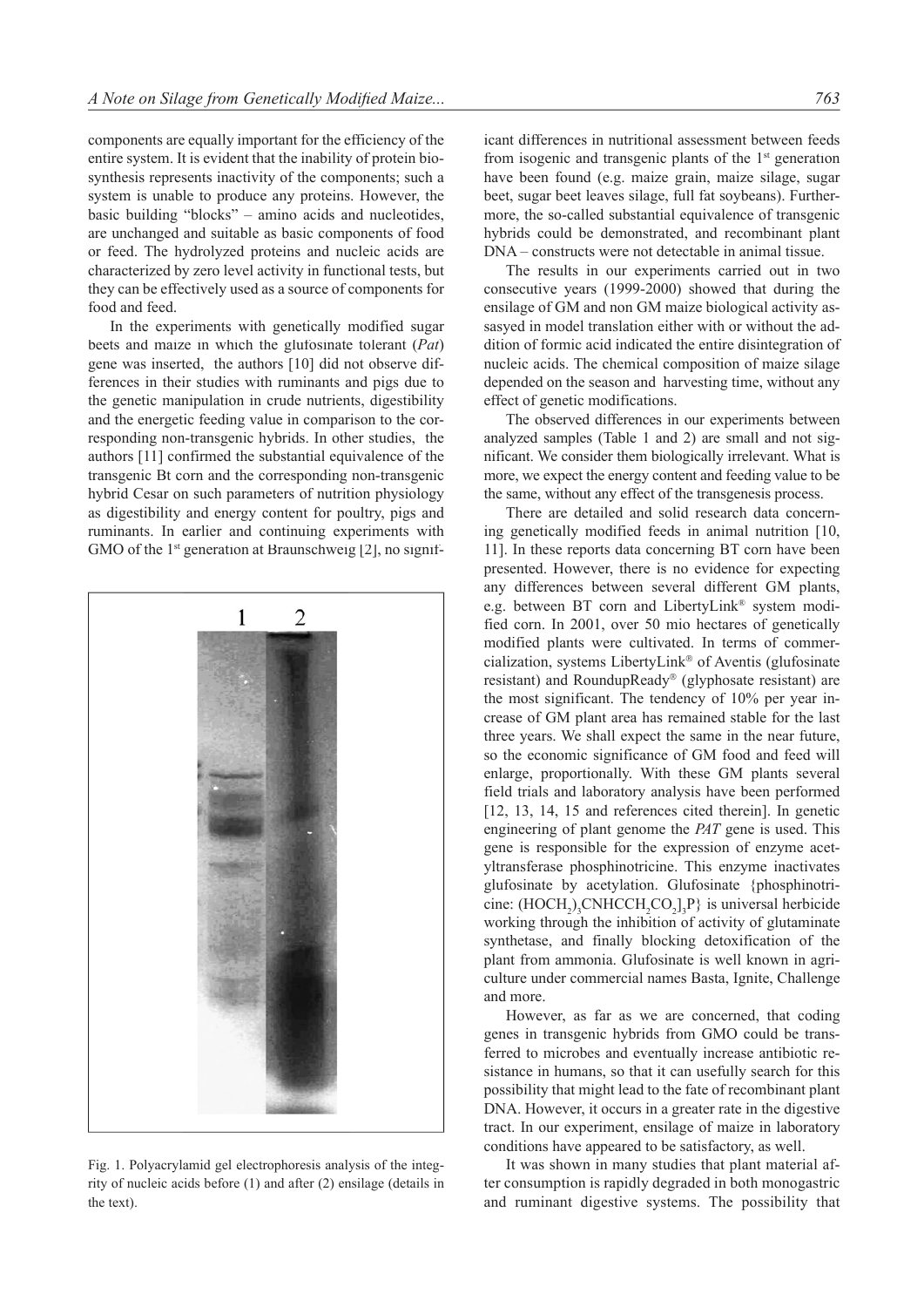components are equally important for the efficiency of the entire system. It is evident that the inability of protein biosynthesis represents inactivity of the components; such a system is unable to produce any proteins. However, the basic building "blocks" – amino acids and nucleotides, are unchanged and suitable as basic components of food or feed. The hydrolyzed proteins and nucleic acids are characterized by zero level activity in functional tests, but they can be effectively used as a source of components for food and feed.

In the experiments with genetically modified sugar beets and maize in which the glufosinate tolerant (*Pat*) gene was inserted, the authors [10] did not observe differences in their studies with ruminants and pigs due to the genetic manipulation in crude nutrients, digestibility and the energetic feeding value in comparison to the corresponding non-transgenic hybrids. In other studies, the authors [11] confirmed the substantial equivalence of the transgenic Bt corn and the corresponding non-transgenic hybrid Cesar on such parameters of nutrition physiology as digestibility and energy content for poultry, pigs and ruminants. In earlier and continuing experiments with GMO of the 1[st] generation at Braunschweig [2], no significant differences in nutritional assessment between feeds from isogenic and transgenic plants of the 1[st] generation have been found (e.g. maize grain, maize silage, sugar beet, sugar beet leaves silage, full fat soybeans). Furthermore, the so-called substantial equivalence of transgenic hybrids could be demonstrated, and recombinant plant DNA – constructs were not detectable in animal tissue.

Fig. 1. Polyacrylamid gel electrophoresis analysis of the integrity of nucleic acids before (1) and after (2) ensilage (details in the text).

The results in our experiments carried out in two consecutive years (1999-2000) showed that during the ensilage of GM and non GM maize biological activity assasyed in model translation either with or without the addition of formic acid indicated the entire disintegration of nucleic acids. The chemical composition of maize silage depended on the season and harvesting time, without any effect of genetic modifications.

The observed differences in our experiments between analyzed samples (Table 1 and 2) are small and not significant. We consider them biologically irrelevant. What is more, we expect the energy content and feeding value to be the same, without any effect of the transgenesis process.

There are detailed and solid research data concerning genetically modified feeds in animal nutrition [10, 11]. In these reports data concerning BT corn have been presented. However, there is no evidence for expecting any differences between several different GM plants, e.g. between BT corn and LibertyLink® system modified corn. In 2001, over 50 mio hectares of genetically modified plants were cultivated. In terms of commercialization, systems LibertyLink® of Aventis (glufosinate resistant) and RoundupReady® (glyphosate resistant) are the most significant. The tendency of 10% per year increase of GM plant area has remained stable for the last three years. We shall expect the same in the near future, so the economic significance of GM food and feed will enlarge, proportionally. With these GM plants several field trials and laboratory analysis have been performed [12, 13, 14, 15 and references cited therein]. In genetic engineering of plant genome the *PAT* gene is used. This gene is responsible for the expression of enzyme acetyltransferase phosphinotricine. This enzyme inactivates glufosinate by acetylation. Glufosinate {phosphinotricine: $(HOCH_2)_3CNHCCH_2CO_2]_3P$} is universal herbicide working through the inhibition of activity of glutaminate synthetase, and finally blocking detoxification of the plant from ammonia. Glufosinate is well known in agriculture under commercial names Basta, Ignite, Challenge and more.

However, as far as we are concerned, that coding genes in transgenic hybrids from GMO could be transferred to microbes and eventually increase antibiotic resistance in humans, so that it can usefully search for this possibility that might lead to the fate of recombinant plant DNA. However, it occurs in a greater rate in the digestive tract. In our experiment, ensilage of maize in laboratory conditions have appeared to be satisfactory, as well.

It was shown in many studies that plant material after consumption is rapidly degraded in both monogastric and ruminant digestive systems. The possibility that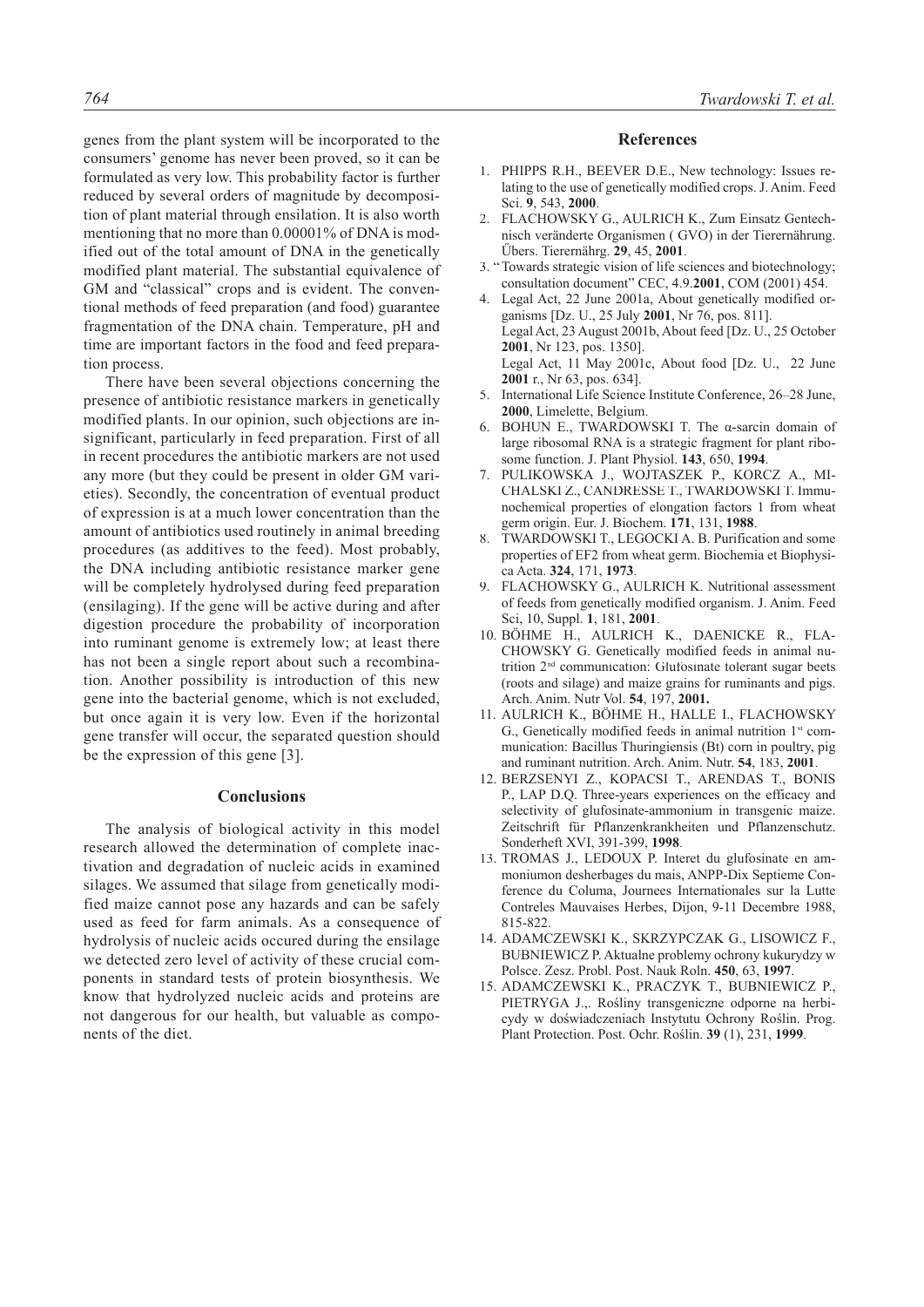genes from the plant system will be incorporated to the consumers' genome has never been proved, so it can be formulated as very low. This probability factor is further reduced by several orders of magnitude by decomposition of plant material through ensilation. It is also worth mentioning that no more than 0.00001% of DNA is modified out of the total amount of DNA in the genetically modified plant material. The substantial equivalence of GM and "classical" crops and is evident. The conventional methods of feed preparation (and food) guarantee fragmentation of the DNA chain. Temperature, pH and time are important factors in the food and feed preparation process.

There have been several objections concerning the presence of antibiotic resistance markers in genetically modified plants. In our opinion, such objections are insignificant, particularly in feed preparation. First of all in recent procedures the antibiotic markers are not used any more (but they could be present in older GM varieties). Secondly, the concentration of eventual product of expression is at a much lower concentration than the amount of antibiotics used routinely in animal breeding procedures (as additives to the feed). Most probably, the DNA including antibiotic resistance marker gene will be completely hydrolysed during feed preparation (ensilaging). If the gene will be active during and after digestion procedure the probability of incorporation into ruminant genome is extremely low; at least there has not been a single report about such a recombination. Another possibility is introduction of this new gene into the bacterial genome, which is not excluded, but once again it is very low. Even if the horizontal gene transfer will occur, the separated question should be the expression of this gene [3].

## Conclusions

The analysis of biological activity in this model research allowed the determination of complete inactivation and degradation of nucleic acids in examined silages. We assumed that silage from genetically modified maize cannot pose any hazards and can be safely used as feed for farm animals. As a consequence of hydrolysis of nucleic acids occured during the ensilage we detected zero level of activity of these crucial components in standard tests of protein biosynthesis. We know that hydrolyzed nucleic acids and proteins are not dangerous for our health, but valuable as components of the diet.

## References

1. PHIPPS R.H., BEEVER D.E., New technology: Issues relating to the use of genetically modified crops. J. Anim. Feed Sci. **9**, 543, **2000**.
2. FLACHOWSKY G., AULRICH K., Zum Einsatz Gentechnisch veränderte Organismen ( GVO) in der Tierernährung. Übers. Tierernährg. **29**, 45, **2001**.
3. "Towards strategic vision of life sciences and biotechnology; consultation document" CEC, 4.9.**2001**, COM (2001) 454.
4. Legal Act, 22 June 2001a, About genetically modified organisms [Dz. U., 25 July **2001**, Nr 76, pos. 811].
   Legal Act, 23 August 2001b, About feed [Dz. U., 25 October **2001**, Nr 123, pos. 1350].
   Legal Act, 11 May 2001c, About food [Dz. U., 22 June **2001** r., Nr 63, pos. 634].
5. International Life Science Institute Conference, 26–28 June, **2000**, Limelette, Belgium.
6. BOHUN E., TWARDOWSKI T. The α-sarcin domain of large ribosomal RNA is a strategic fragment for plant ribosome function. J. Plant Physiol. **143**, 650, **1994**.
7. PULIKOWSKA J., WOJTASZEK P., KORCZ A., MICHALSKI Z., CANDRESSE T., TWARDOWSKI T. Immunochemical properties of elongation factors 1 from wheat germ origin. Eur. J. Biochem. **171**, 131, **1988**.
8. TWARDOWSKI T., LEGOCKI A. B. Purification and some properties of EF2 from wheat germ. Biochemia et Biophysica Acta. **324**, 171, **1973**.
9. FLACHOWSKY G., AULRICH K. Nutritional assessment of feeds from genetically modified organism. J. Anim. Feed Sci, 10, Suppl. **1**, 181, **2001**.
10. BÖHME H., AULRICH K., DAENICKE R., FLACHOWSKY G. Genetically modified feeds in animal nutrition 2nd communication: Glufosinate tolerant sugar beets (roots and silage) and maize grains for ruminants and pigs. Arch. Anim. Nutr Vol. **54**, 197, **2001.**
11. AULRICH K., BÖHME H., HALLE I., FLACHOWSKY G., Genetically modified feeds in animal nutrition 1st communication: Bacillus Thuringiensis (Bt) corn in poultry, pig and ruminant nutrition. Arch. Anim. Nutr. **54**, 183, **2001**.
12. BERZSENYI Z., KOPACSI T., ARENDAS T., BONIS P., LAP D.Q. Three-years experiences on the efficacy and selectivity of glufosinate-ammonium in transgenic maize. Zeitschrift für Pflanzenkrankheiten und Pflanzenschutz. Sonderheft XVI, 391-399, **1998**.
13. TROMAS J., LEDOUX P. Interet du glufosinate en ammoniumon desherbages du mais, ANPP-Dix Septieme Conference du Columa, Journees Internationales sur la Lutte Contreles Mauvaises Herbes, Dijon, 9-11 Decembre 1988, 815-822.
14. ADAMCZEWSKI K., SKRZYPCZAK G., LISOWICZ F., BUBNIEWICZ P. Aktualne problemy ochrony kukurydzy w Polsce. Zesz. Probl. Post. Nauk Roln. **450**, 63, **1997**.
15. ADAMCZEWSKI K., PRACZYK T., BUBNIEWICZ P., PIETRYGA J.,. Rośliny transgeniczne odporne na herbicydy w doświadczeniach Instytutu Ochrony Roślin. Prog. Plant Protection. Post. Ochr. Roślin. **39** (1), 231, **1999**.